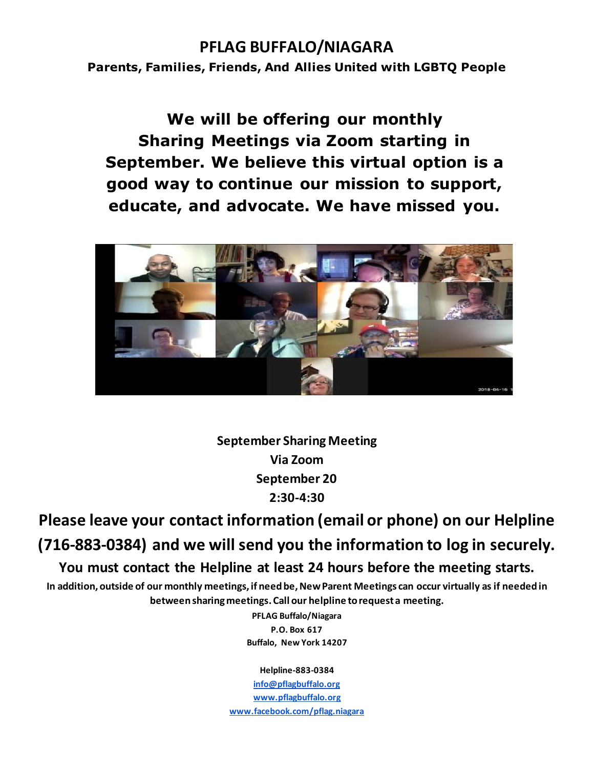# PFLAG BUFFALO/NIAGARA

**Parents, Families, Friends, And Allies United with LGBTQ People**

## We will be offering our monthly Sharing Meetings via Zoom starting in September. We believe this virtual option is a good way to continue our mission to support, educate, and advocate. We have missed you.

**September Sharing Meeting**
**Via Zoom**
**September 20**
**2:30-4:30**

## Please leave your contact information (email or phone) on our Helpline (716-883-0384) and we will send you the information to log in securely.

**You must contact the Helpline at least 24 hours before the meeting starts.**

**In addition, outside of our monthly meetings, if need be, New Parent Meetings can occur virtually as if needed in between sharing meetings. Call our helpline to request a meeting.**

**PFLAG Buffalo/Niagara**
**P.O. Box 617**
**Buffalo, New York 14207**

**Helpline-883-0384**
info@pflagbuffalo.org
www.pflagbuffalo.org
www.facebook.com/pflag.niagara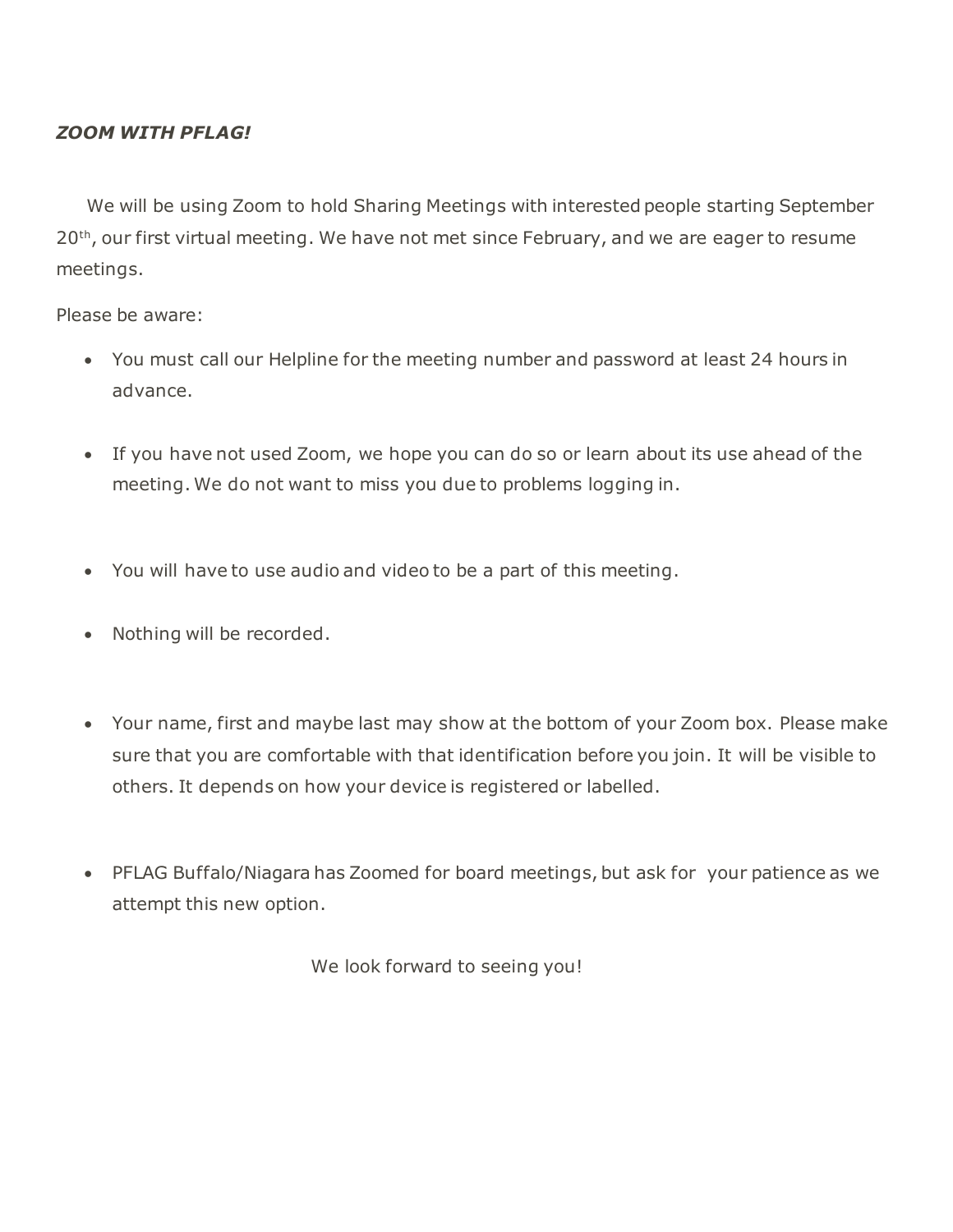***ZOOM WITH PFLAG!***

We will be using Zoom to hold Sharing Meetings with interested people starting September 20th, our first virtual meeting. We have not met since February, and we are eager to resume meetings.

Please be aware:

- You must call our Helpline for the meeting number and password at least 24 hours in advance.
- If you have not used Zoom, we hope you can do so or learn about its use ahead of the meeting. We do not want to miss you due to problems logging in.
- You will have to use audio and video to be a part of this meeting.
- Nothing will be recorded.
- Your name, first and maybe last may show at the bottom of your Zoom box. Please make sure that you are comfortable with that identification before you join. It will be visible to others. It depends on how your device is registered or labelled.
- PFLAG Buffalo/Niagara has Zoomed for board meetings, but ask for your patience as we attempt this new option.

We look forward to seeing you!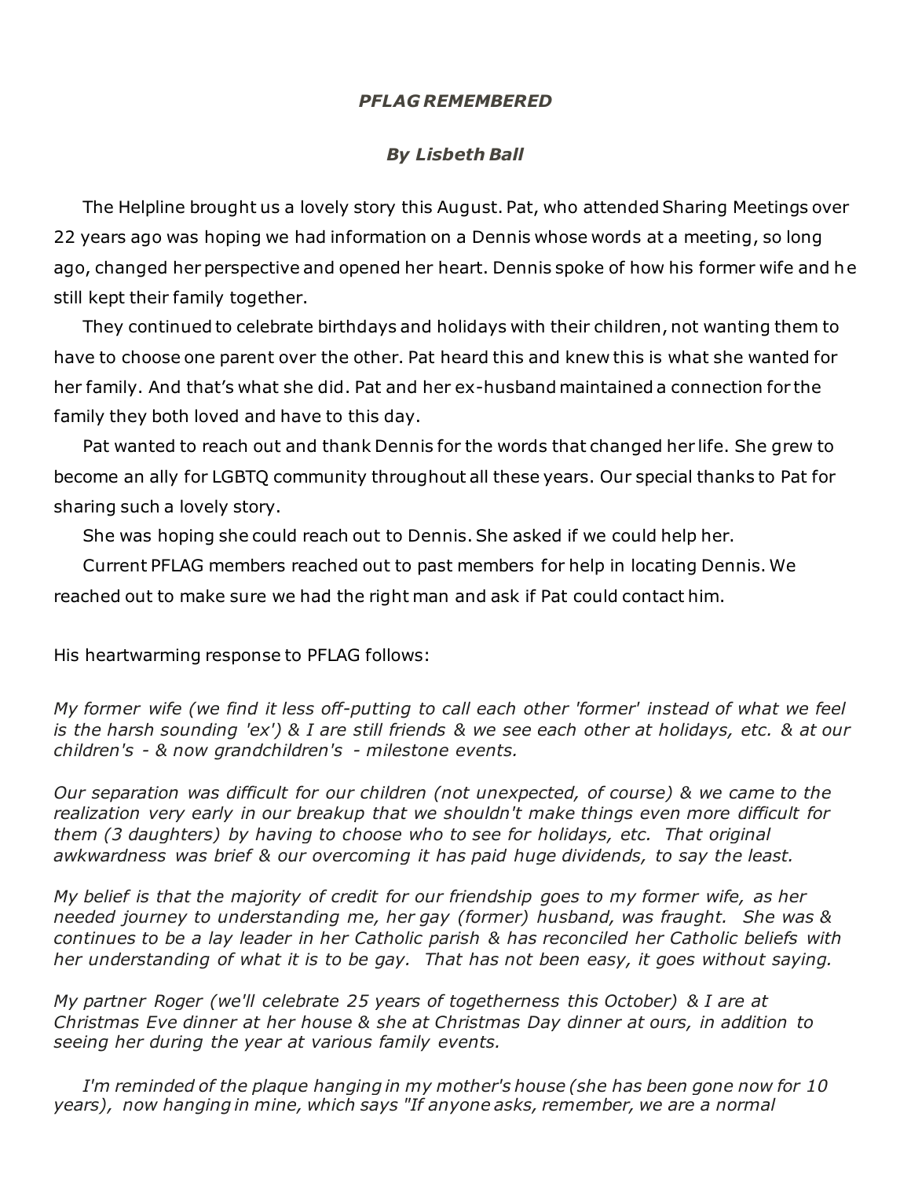***PFLAG REMEMBERED***

***By Lisbeth Ball***

The Helpline brought us a lovely story this August. Pat, who attended Sharing Meetings over 22 years ago was hoping we had information on a Dennis whose words at a meeting, so long ago, changed her perspective and opened her heart. Dennis spoke of how his former wife and he still kept their family together.

They continued to celebrate birthdays and holidays with their children, not wanting them to have to choose one parent over the other. Pat heard this and knew this is what she wanted for her family. And that's what she did. Pat and her ex-husband maintained a connection for the family they both loved and have to this day.

Pat wanted to reach out and thank Dennis for the words that changed her life. She grew to become an ally for LGBTQ community throughout all these years. Our special thanks to Pat for sharing such a lovely story.

She was hoping she could reach out to Dennis. She asked if we could help her.

Current PFLAG members reached out to past members for help in locating Dennis. We reached out to make sure we had the right man and ask if Pat could contact him.

His heartwarming response to PFLAG follows:

*My former wife (we find it less off-putting to call each other 'former' instead of what we feel is the harsh sounding 'ex') & I are still friends & we see each other at holidays, etc. & at our children's - & now grandchildren's - milestone events.*

*Our separation was difficult for our children (not unexpected, of course) & we came to the realization very early in our breakup that we shouldn't make things even more difficult for them (3 daughters) by having to choose who to see for holidays, etc. That original awkwardness was brief & our overcoming it has paid huge dividends, to say the least.*

*My belief is that the majority of credit for our friendship goes to my former wife, as her needed journey to understanding me, her gay (former) husband, was fraught. She was & continues to be a lay leader in her Catholic parish & has reconciled her Catholic beliefs with her understanding of what it is to be gay. That has not been easy, it goes without saying.*

*My partner Roger (we'll celebrate 25 years of togetherness this October) & I are at Christmas Eve dinner at her house & she at Christmas Day dinner at ours, in addition to seeing her during the year at various family events.*

*I'm reminded of the plaque hanging in my mother's house (she has been gone now for 10 years), now hanging in mine, which says "If anyone asks, remember, we are a normal*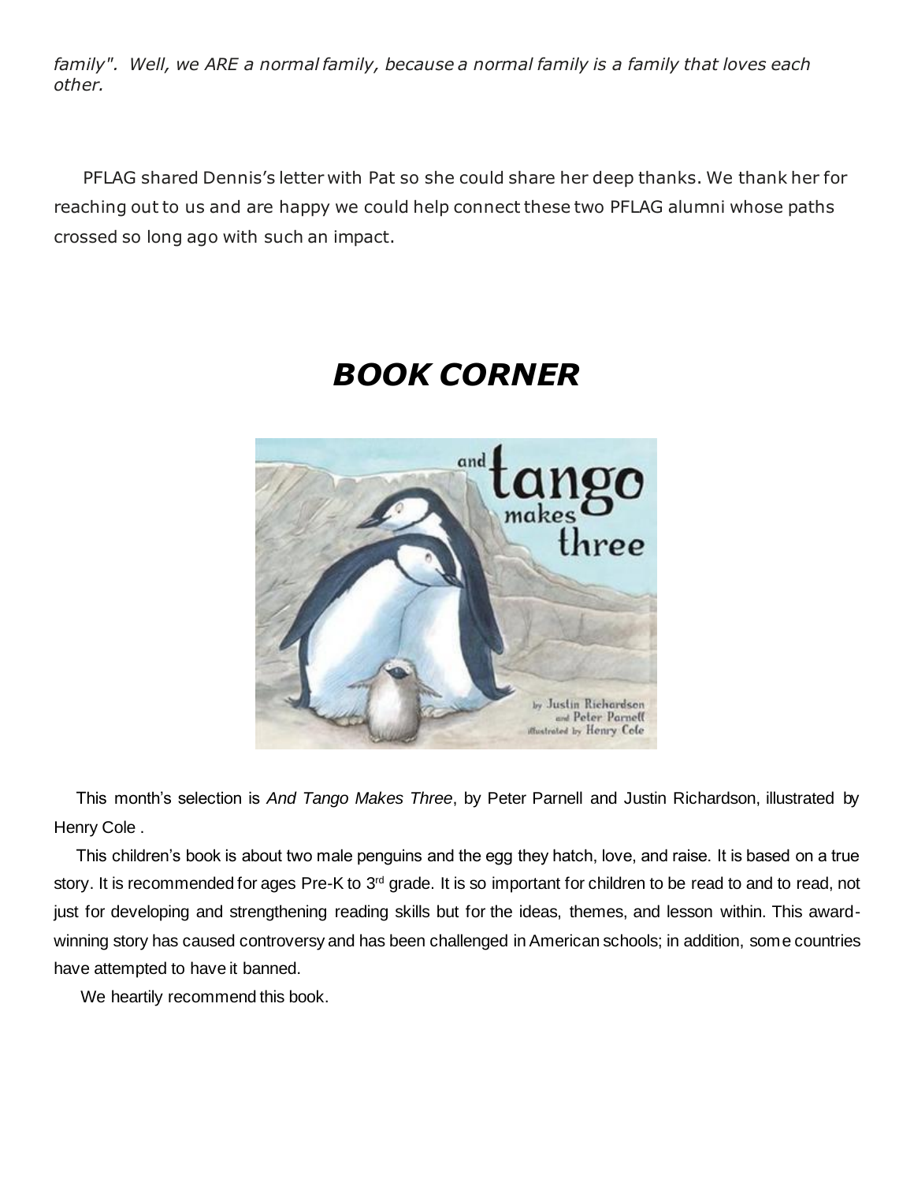*family". Well, we ARE a normal family, because a normal family is a family that loves each other.*

PFLAG shared Dennis's letter with Pat so she could share her deep thanks. We thank her for reaching out to us and are happy we could help connect these two PFLAG alumni whose paths crossed so long ago with such an impact.

# *BOOK CORNER*

This month's selection is *And Tango Makes Three*, by Peter Parnell and Justin Richardson, illustrated by Henry Cole .

This children's book is about two male penguins and the egg they hatch, love, and raise. It is based on a true story. It is recommended for ages Pre-K to 3rd grade. It is so important for children to be read to and to read, not just for developing and strengthening reading skills but for the ideas, themes, and lesson within. This award-winning story has caused controversy and has been challenged in American schools; in addition, some countries have attempted to have it banned.

We heartily recommend this book.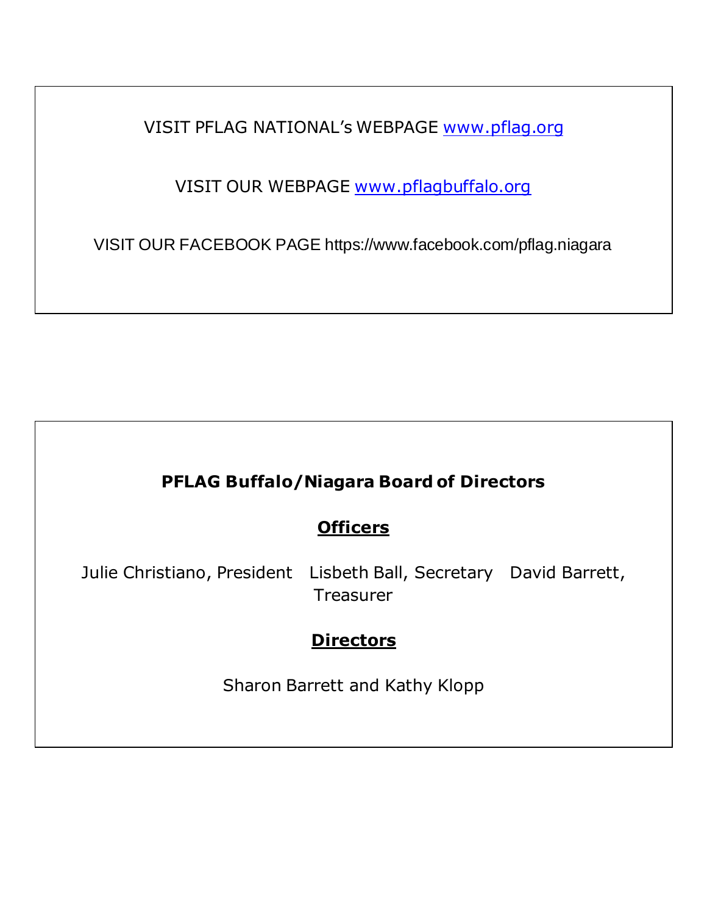VISIT PFLAG NATIONAL's WEBPAGE [www.pflag.org](http://www.pflag.org)

VISIT OUR WEBPAGE [www.pflagbuffalo.org](http://www.pflagbuffalo.org)

VISIT OUR FACEBOOK PAGE https://www.facebook.com/pflag.niagara

## PFLAG Buffalo/Niagara Board of Directors

### Officers

Julie Christiano, President   Lisbeth Ball, Secretary   David Barrett, Treasurer

### Directors

Sharon Barrett and Kathy Klopp